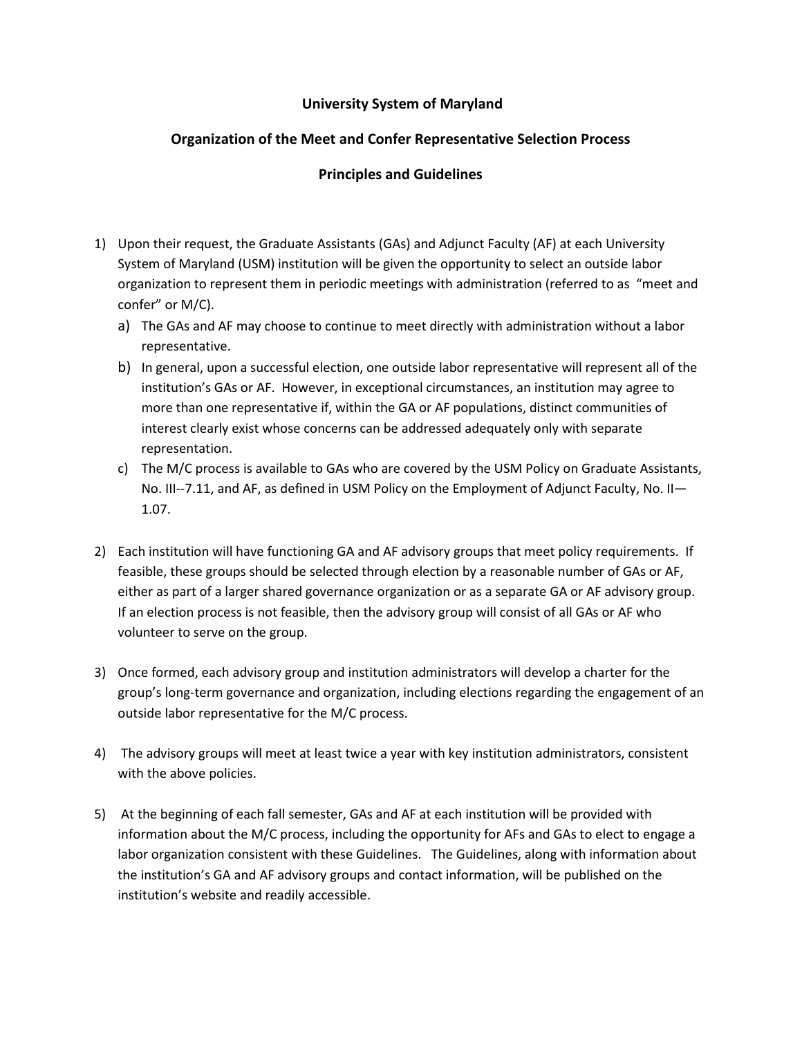# University System of Maryland

## Organization of the Meet and Confer Representative Selection Process

## Principles and Guidelines

1) Upon their request, the Graduate Assistants (GAs) and Adjunct Faculty (AF) at each University System of Maryland (USM) institution will be given the opportunity to select an outside labor organization to represent them in periodic meetings with administration (referred to as "meet and confer" or M/C).
   a) The GAs and AF may choose to continue to meet directly with administration without a labor representative.
   b) In general, upon a successful election, one outside labor representative will represent all of the institution's GAs or AF. However, in exceptional circumstances, an institution may agree to more than one representative if, within the GA or AF populations, distinct communities of interest clearly exist whose concerns can be addressed adequately only with separate representation.
   c) The M/C process is available to GAs who are covered by the USM Policy on Graduate Assistants, No. III--7.11, and AF, as defined in USM Policy on the Employment of Adjunct Faculty, No. II—1.07.

2) Each institution will have functioning GA and AF advisory groups that meet policy requirements. If feasible, these groups should be selected through election by a reasonable number of GAs or AF, either as part of a larger shared governance organization or as a separate GA or AF advisory group. If an election process is not feasible, then the advisory group will consist of all GAs or AF who volunteer to serve on the group.

3) Once formed, each advisory group and institution administrators will develop a charter for the group's long-term governance and organization, including elections regarding the engagement of an outside labor representative for the M/C process.

4) The advisory groups will meet at least twice a year with key institution administrators, consistent with the above policies.

5) At the beginning of each fall semester, GAs and AF at each institution will be provided with information about the M/C process, including the opportunity for AFs and GAs to elect to engage a labor organization consistent with these Guidelines. The Guidelines, along with information about the institution's GA and AF advisory groups and contact information, will be published on the institution's website and readily accessible.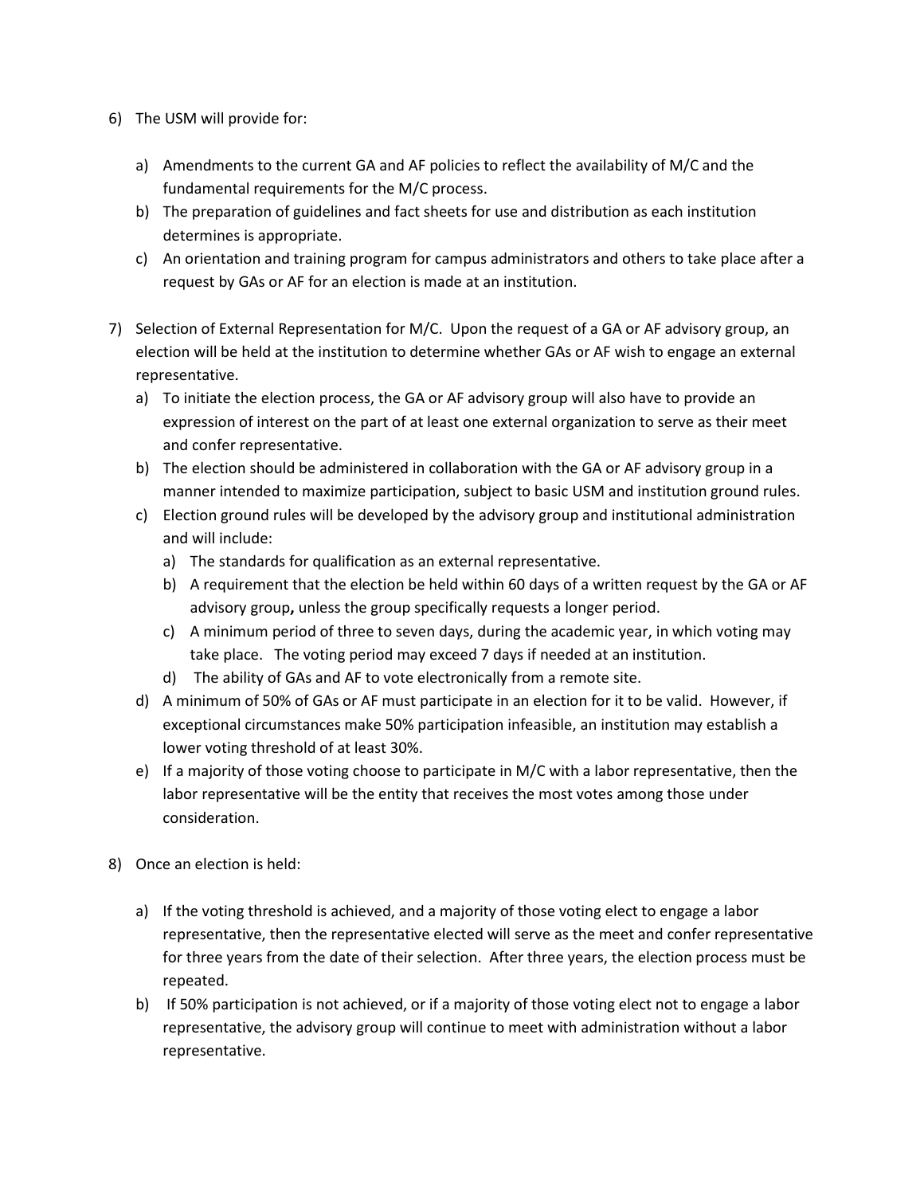6) The USM will provide for:

   a) Amendments to the current GA and AF policies to reflect the availability of M/C and the fundamental requirements for the M/C process.
   b) The preparation of guidelines and fact sheets for use and distribution as each institution determines is appropriate.
   c) An orientation and training program for campus administrators and others to take place after a request by GAs or AF for an election is made at an institution.

7) Selection of External Representation for M/C. Upon the request of a GA or AF advisory group, an election will be held at the institution to determine whether GAs or AF wish to engage an external representative.
   a) To initiate the election process, the GA or AF advisory group will also have to provide an expression of interest on the part of at least one external organization to serve as their meet and confer representative.
   b) The election should be administered in collaboration with the GA or AF advisory group in a manner intended to maximize participation, subject to basic USM and institution ground rules.
   c) Election ground rules will be developed by the advisory group and institutional administration and will include:
      a) The standards for qualification as an external representative.
      b) A requirement that the election be held within 60 days of a written request by the GA or AF advisory group**,** unless the group specifically requests a longer period.
      c) A minimum period of three to seven days, during the academic year, in which voting may take place. The voting period may exceed 7 days if needed at an institution.
      d) The ability of GAs and AF to vote electronically from a remote site.
   d) A minimum of 50% of GAs or AF must participate in an election for it to be valid. However, if exceptional circumstances make 50% participation infeasible, an institution may establish a lower voting threshold of at least 30%.
   e) If a majority of those voting choose to participate in M/C with a labor representative, then the labor representative will be the entity that receives the most votes among those under consideration.

8) Once an election is held:

   a) If the voting threshold is achieved, and a majority of those voting elect to engage a labor representative, then the representative elected will serve as the meet and confer representative for three years from the date of their selection. After three years, the election process must be repeated.
   b) If 50% participation is not achieved, or if a majority of those voting elect not to engage a labor representative, the advisory group will continue to meet with administration without a labor representative.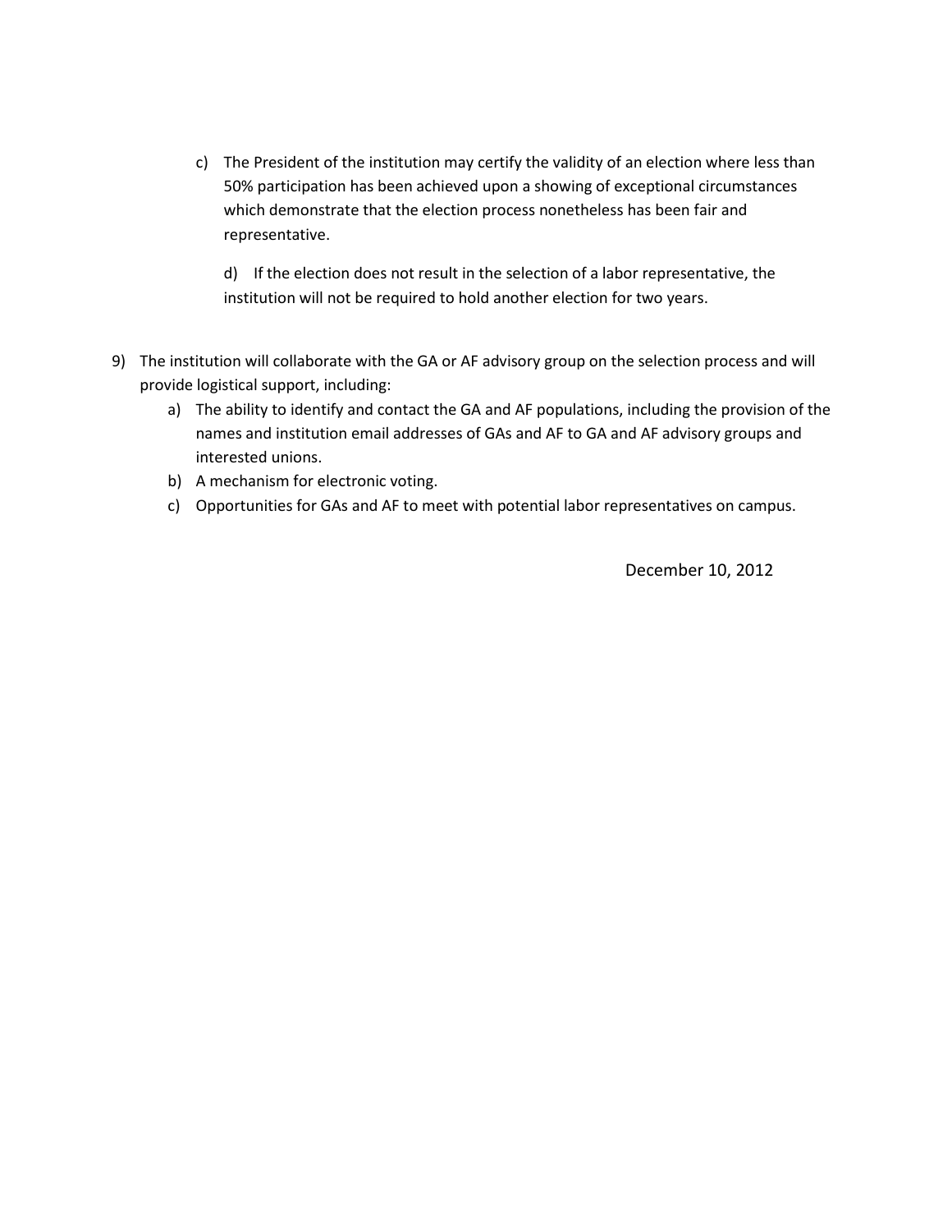c) The President of the institution may certify the validity of an election where less than 50% participation has been achieved upon a showing of exceptional circumstances which demonstrate that the election process nonetheless has been fair and representative.

d) If the election does not result in the selection of a labor representative, the institution will not be required to hold another election for two years.

9) The institution will collaborate with the GA or AF advisory group on the selection process and will provide logistical support, including:
   a) The ability to identify and contact the GA and AF populations, including the provision of the names and institution email addresses of GAs and AF to GA and AF advisory groups and interested unions.
   b) A mechanism for electronic voting.
   c) Opportunities for GAs and AF to meet with potential labor representatives on campus.

December 10, 2012